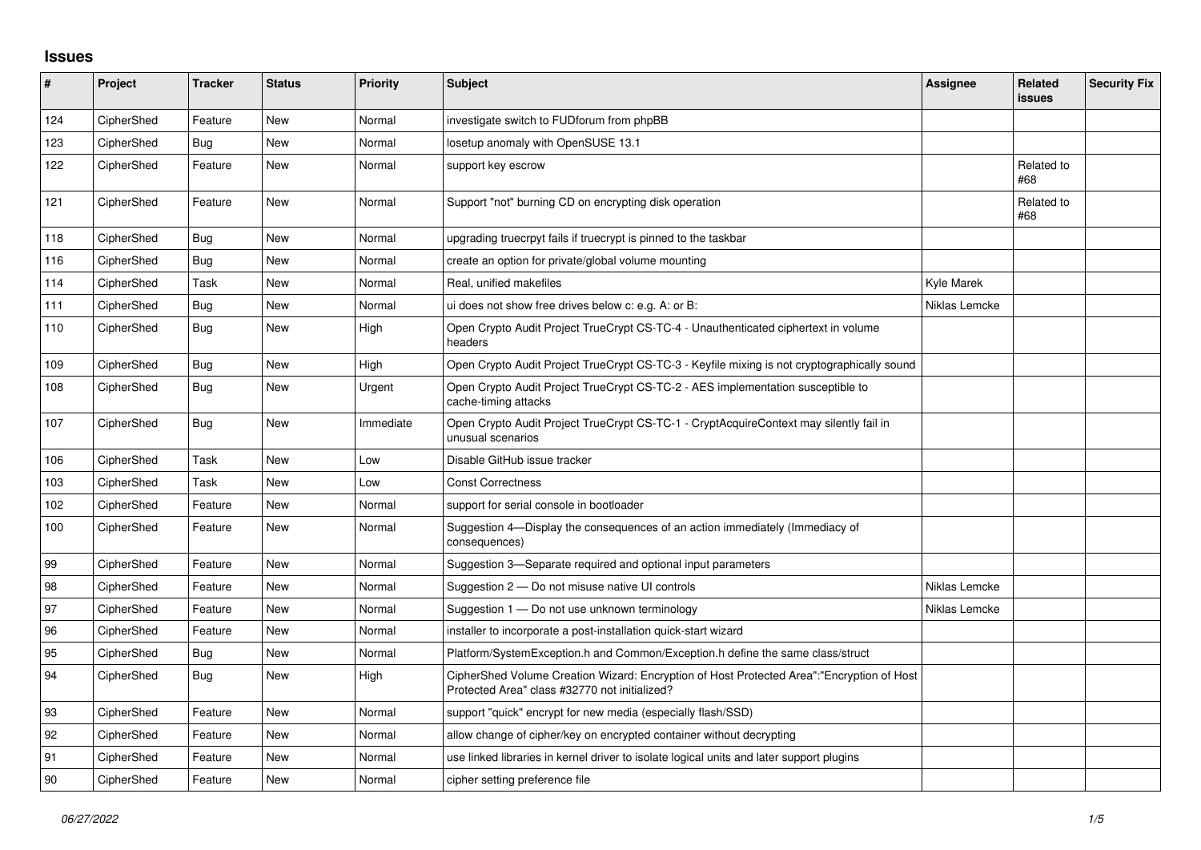# Issues

| # | Project | Tracker | Status | Priority | Subject | Assignee | Related issues | Security Fix |
|---|---|---|---|---|---|---|---|---|
| 124 | CipherShed | Feature | New | Normal | investigate switch to FUDforum from phpBB | | | |
| 123 | CipherShed | Bug | New | Normal | losetup anomaly with OpenSUSE 13.1 | | | |
| 122 | CipherShed | Feature | New | Normal | support key escrow | | Related to #68 | |
| 121 | CipherShed | Feature | New | Normal | Support "not" burning CD on encrypting disk operation | | Related to #68 | |
| 118 | CipherShed | Bug | New | Normal | upgrading truecrpyt fails if truecrypt is pinned to the taskbar | | | |
| 116 | CipherShed | Bug | New | Normal | create an option for private/global volume mounting | | | |
| 114 | CipherShed | Task | New | Normal | Real, unified makefiles | Kyle Marek | | |
| 111 | CipherShed | Bug | New | Normal | ui does not show free drives below c: e.g. A: or B: | Niklas Lemcke | | |
| 110 | CipherShed | Bug | New | High | Open Crypto Audit Project TrueCrypt CS-TC-4 - Unauthenticated ciphertext in volume headers | | | |
| 109 | CipherShed | Bug | New | High | Open Crypto Audit Project TrueCrypt CS-TC-3 - Keyfile mixing is not cryptographically sound | | | |
| 108 | CipherShed | Bug | New | Urgent | Open Crypto Audit Project TrueCrypt CS-TC-2 - AES implementation susceptible to cache-timing attacks | | | |
| 107 | CipherShed | Bug | New | Immediate | Open Crypto Audit Project TrueCrypt CS-TC-1 - CryptAcquireContext may silently fail in unusual scenarios | | | |
| 106 | CipherShed | Task | New | Low | Disable GitHub issue tracker | | | |
| 103 | CipherShed | Task | New | Low | Const Correctness | | | |
| 102 | CipherShed | Feature | New | Normal | support for serial console in bootloader | | | |
| 100 | CipherShed | Feature | New | Normal | Suggestion 4—Display the consequences of an action immediately (Immediacy of consequences) | | | |
| 99 | CipherShed | Feature | New | Normal | Suggestion 3—Separate required and optional input parameters | | | |
| 98 | CipherShed | Feature | New | Normal | Suggestion 2 — Do not misuse native UI controls | Niklas Lemcke | | |
| 97 | CipherShed | Feature | New | Normal | Suggestion 1 — Do not use unknown terminology | Niklas Lemcke | | |
| 96 | CipherShed | Feature | New | Normal | installer to incorporate a post-installation quick-start wizard | | | |
| 95 | CipherShed | Bug | New | Normal | Platform/SystemException.h and Common/Exception.h define the same class/struct | | | |
| 94 | CipherShed | Bug | New | High | CipherShed Volume Creation Wizard: Encryption of Host Protected Area":"Encryption of Host Protected Area" class #32770 not initialized? | | | |
| 93 | CipherShed | Feature | New | Normal | support "quick" encrypt for new media (especially flash/SSD) | | | |
| 92 | CipherShed | Feature | New | Normal | allow change of cipher/key on encrypted container without decrypting | | | |
| 91 | CipherShed | Feature | New | Normal | use linked libraries in kernel driver to isolate logical units and later support plugins | | | |
| 90 | CipherShed | Feature | New | Normal | cipher setting preference file | | | |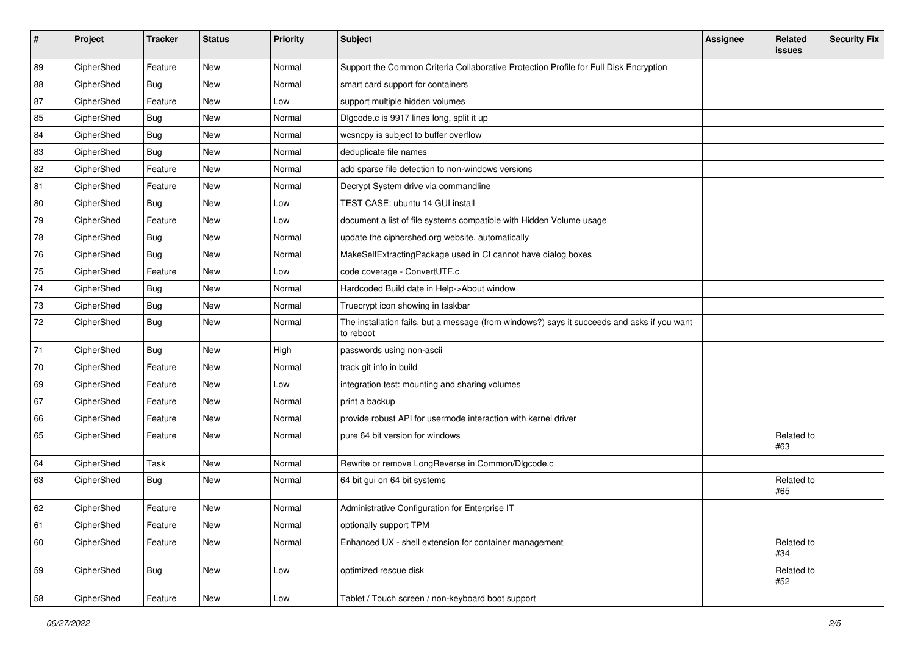| # | Project | Tracker | Status | Priority | Subject | Assignee | Related issues | Security Fix |
|---|---|---|---|---|---|---|---|---|
| 89 | CipherShed | Feature | New | Normal | Support the Common Criteria Collaborative Protection Profile for Full Disk Encryption | | | |
| 88 | CipherShed | Bug | New | Normal | smart card support for containers | | | |
| 87 | CipherShed | Feature | New | Low | support multiple hidden volumes | | | |
| 85 | CipherShed | Bug | New | Normal | Dlgcode.c is 9917 lines long, split it up | | | |
| 84 | CipherShed | Bug | New | Normal | wcsncpy is subject to buffer overflow | | | |
| 83 | CipherShed | Bug | New | Normal | deduplicate file names | | | |
| 82 | CipherShed | Feature | New | Normal | add sparse file detection to non-windows versions | | | |
| 81 | CipherShed | Feature | New | Normal | Decrypt System drive via commandline | | | |
| 80 | CipherShed | Bug | New | Low | TEST CASE: ubuntu 14 GUI install | | | |
| 79 | CipherShed | Feature | New | Low | document a list of file systems compatible with Hidden Volume usage | | | |
| 78 | CipherShed | Bug | New | Normal | update the ciphershed.org website, automatically | | | |
| 76 | CipherShed | Bug | New | Normal | MakeSelfExtractingPackage used in CI cannot have dialog boxes | | | |
| 75 | CipherShed | Feature | New | Low | code coverage - ConvertUTF.c | | | |
| 74 | CipherShed | Bug | New | Normal | Hardcoded Build date in Help->About window | | | |
| 73 | CipherShed | Bug | New | Normal | Truecrypt icon showing in taskbar | | | |
| 72 | CipherShed | Bug | New | Normal | The installation fails, but a message (from windows?) says it succeeds and asks if you want to reboot | | | |
| 71 | CipherShed | Bug | New | High | passwords using non-ascii | | | |
| 70 | CipherShed | Feature | New | Normal | track git info in build | | | |
| 69 | CipherShed | Feature | New | Low | integration test: mounting and sharing volumes | | | |
| 67 | CipherShed | Feature | New | Normal | print a backup | | | |
| 66 | CipherShed | Feature | New | Normal | provide robust API for usermode interaction with kernel driver | | | |
| 65 | CipherShed | Feature | New | Normal | pure 64 bit version for windows | | Related to #63 | |
| 64 | CipherShed | Task | New | Normal | Rewrite or remove LongReverse in Common/Dlgcode.c | | | |
| 63 | CipherShed | Bug | New | Normal | 64 bit gui on 64 bit systems | | Related to #65 | |
| 62 | CipherShed | Feature | New | Normal | Administrative Configuration for Enterprise IT | | | |
| 61 | CipherShed | Feature | New | Normal | optionally support TPM | | | |
| 60 | CipherShed | Feature | New | Normal | Enhanced UX - shell extension for container management | | Related to #34 | |
| 59 | CipherShed | Bug | New | Low | optimized rescue disk | | Related to #52 | |
| 58 | CipherShed | Feature | New | Low | Tablet / Touch screen / non-keyboard boot support | | | |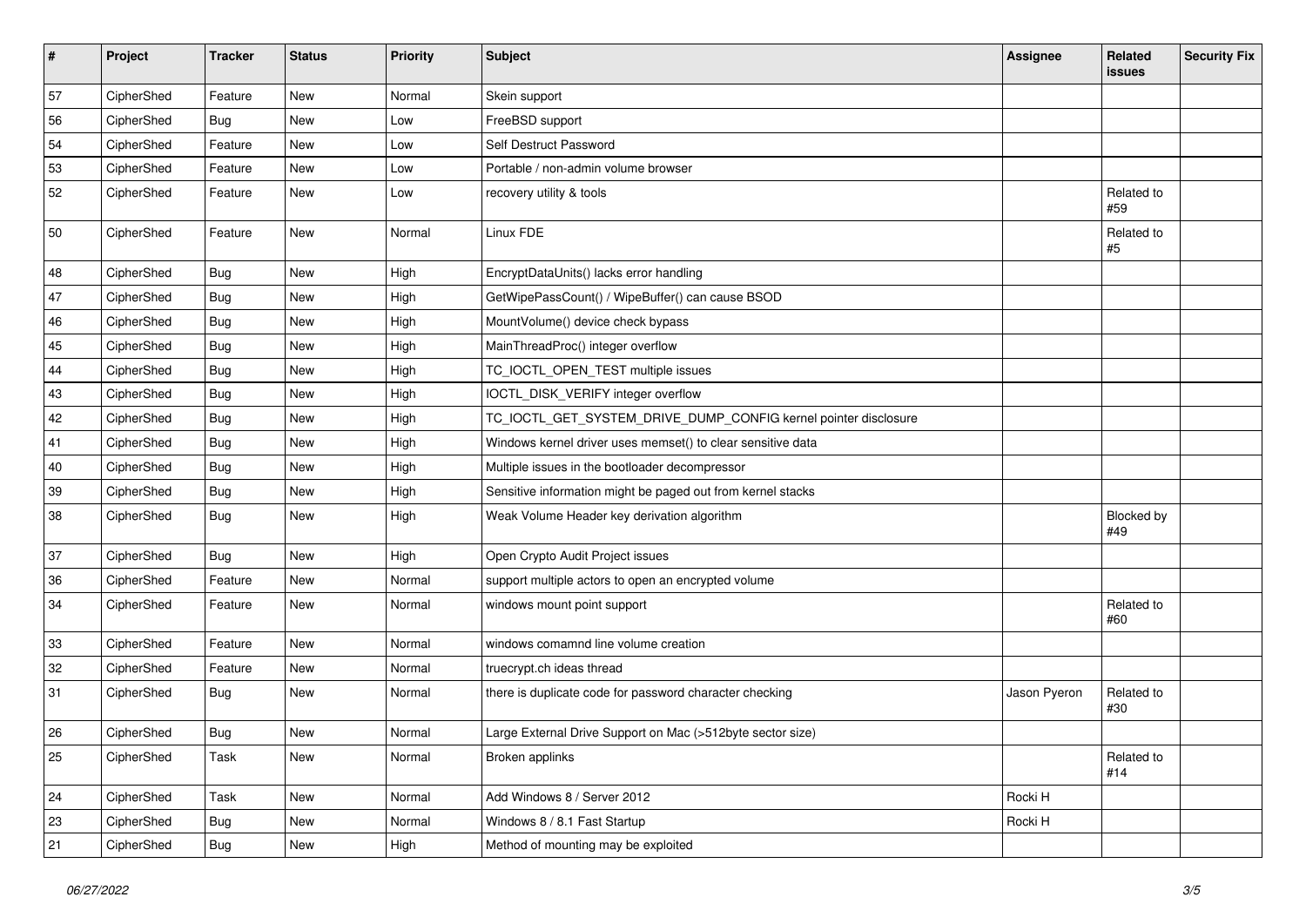| # | Project | Tracker | Status | Priority | Subject | Assignee | Related issues | Security Fix |
|---|---|---|---|---|---|---|---|---|
| 57 | CipherShed | Feature | New | Normal | Skein support | | | |
| 56 | CipherShed | Bug | New | Low | FreeBSD support | | | |
| 54 | CipherShed | Feature | New | Low | Self Destruct Password | | | |
| 53 | CipherShed | Feature | New | Low | Portable / non-admin volume browser | | | |
| 52 | CipherShed | Feature | New | Low | recovery utility & tools | | Related to #59 | |
| 50 | CipherShed | Feature | New | Normal | Linux FDE | | Related to #5 | |
| 48 | CipherShed | Bug | New | High | EncryptDataUnits() lacks error handling | | | |
| 47 | CipherShed | Bug | New | High | GetWipePassCount() / WipeBuffer() can cause BSOD | | | |
| 46 | CipherShed | Bug | New | High | MountVolume() device check bypass | | | |
| 45 | CipherShed | Bug | New | High | MainThreadProc() integer overflow | | | |
| 44 | CipherShed | Bug | New | High | TC_IOCTL_OPEN_TEST multiple issues | | | |
| 43 | CipherShed | Bug | New | High | IOCTL_DISK_VERIFY integer overflow | | | |
| 42 | CipherShed | Bug | New | High | TC_IOCTL_GET_SYSTEM_DRIVE_DUMP_CONFIG kernel pointer disclosure | | | |
| 41 | CipherShed | Bug | New | High | Windows kernel driver uses memset() to clear sensitive data | | | |
| 40 | CipherShed | Bug | New | High | Multiple issues in the bootloader decompressor | | | |
| 39 | CipherShed | Bug | New | High | Sensitive information might be paged out from kernel stacks | | | |
| 38 | CipherShed | Bug | New | High | Weak Volume Header key derivation algorithm | | Blocked by #49 | |
| 37 | CipherShed | Bug | New | High | Open Crypto Audit Project issues | | | |
| 36 | CipherShed | Feature | New | Normal | support multiple actors to open an encrypted volume | | | |
| 34 | CipherShed | Feature | New | Normal | windows mount point support | | Related to #60 | |
| 33 | CipherShed | Feature | New | Normal | windows comamnd line volume creation | | | |
| 32 | CipherShed | Feature | New | Normal | truecrypt.ch ideas thread | | | |
| 31 | CipherShed | Bug | New | Normal | there is duplicate code for password character checking | Jason Pyeron | Related to #30 | |
| 26 | CipherShed | Bug | New | Normal | Large External Drive Support on Mac (>512byte sector size) | | | |
| 25 | CipherShed | Task | New | Normal | Broken applinks | | Related to #14 | |
| 24 | CipherShed | Task | New | Normal | Add Windows 8 / Server 2012 | Rocki H | | |
| 23 | CipherShed | Bug | New | Normal | Windows 8 / 8.1 Fast Startup | Rocki H | | |
| 21 | CipherShed | Bug | New | High | Method of mounting may be exploited | | | |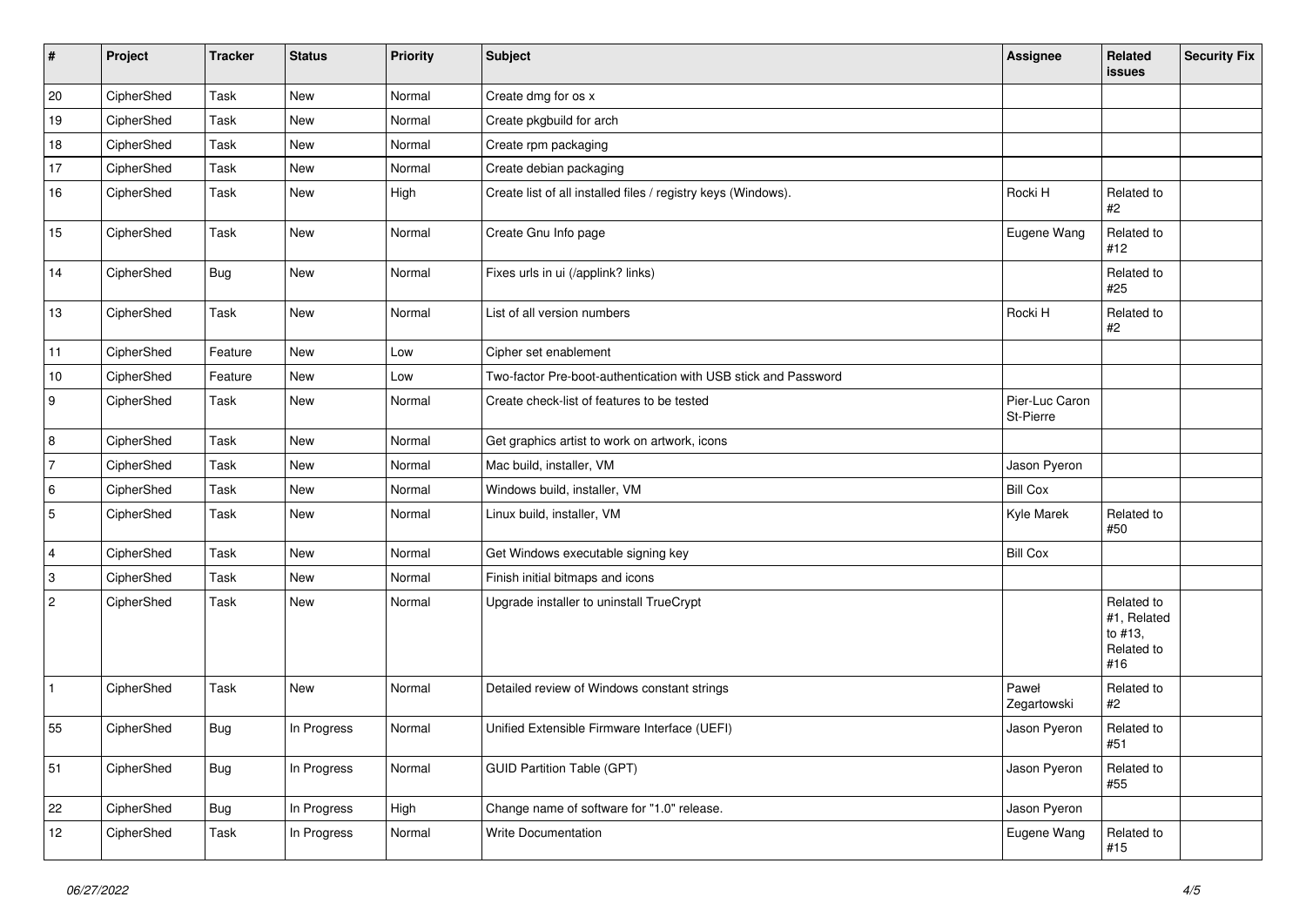| # | Project | Tracker | Status | Priority | Subject | Assignee | Related issues | Security Fix |
|---|---|---|---|---|---|---|---|---|
| 20 | CipherShed | Task | New | Normal | Create dmg for os x | | | |
| 19 | CipherShed | Task | New | Normal | Create pkgbuild for arch | | | |
| 18 | CipherShed | Task | New | Normal | Create rpm packaging | | | |
| 17 | CipherShed | Task | New | Normal | Create debian packaging | | | |
| 16 | CipherShed | Task | New | High | Create list of all installed files / registry keys (Windows). | Rocki H | Related to #2 | |
| 15 | CipherShed | Task | New | Normal | Create Gnu Info page | Eugene Wang | Related to #12 | |
| 14 | CipherShed | Bug | New | Normal | Fixes urls in ui (/applink? links) | | Related to #25 | |
| 13 | CipherShed | Task | New | Normal | List of all version numbers | Rocki H | Related to #2 | |
| 11 | CipherShed | Feature | New | Low | Cipher set enablement | | | |
| 10 | CipherShed | Feature | New | Low | Two-factor Pre-boot-authentication with USB stick and Password | | | |
| 9 | CipherShed | Task | New | Normal | Create check-list of features to be tested | Pier-Luc Caron St-Pierre | | |
| 8 | CipherShed | Task | New | Normal | Get graphics artist to work on artwork, icons | | | |
| 7 | CipherShed | Task | New | Normal | Mac build, installer, VM | Jason Pyeron | | |
| 6 | CipherShed | Task | New | Normal | Windows build, installer, VM | Bill Cox | | |
| 5 | CipherShed | Task | New | Normal | Linux build, installer, VM | Kyle Marek | Related to #50 | |
| 4 | CipherShed | Task | New | Normal | Get Windows executable signing key | Bill Cox | | |
| 3 | CipherShed | Task | New | Normal | Finish initial bitmaps and icons | | | |
| 2 | CipherShed | Task | New | Normal | Upgrade installer to uninstall TrueCrypt | | Related to #1, Related to #13, Related to #16 | |
| 1 | CipherShed | Task | New | Normal | Detailed review of Windows constant strings | Paweł Zegartowski | Related to #2 | |
| 55 | CipherShed | Bug | In Progress | Normal | Unified Extensible Firmware Interface (UEFI) | Jason Pyeron | Related to #51 | |
| 51 | CipherShed | Bug | In Progress | Normal | GUID Partition Table (GPT) | Jason Pyeron | Related to #55 | |
| 22 | CipherShed | Bug | In Progress | High | Change name of software for "1.0" release. | Jason Pyeron | | |
| 12 | CipherShed | Task | In Progress | Normal | Write Documentation | Eugene Wang | Related to #15 | |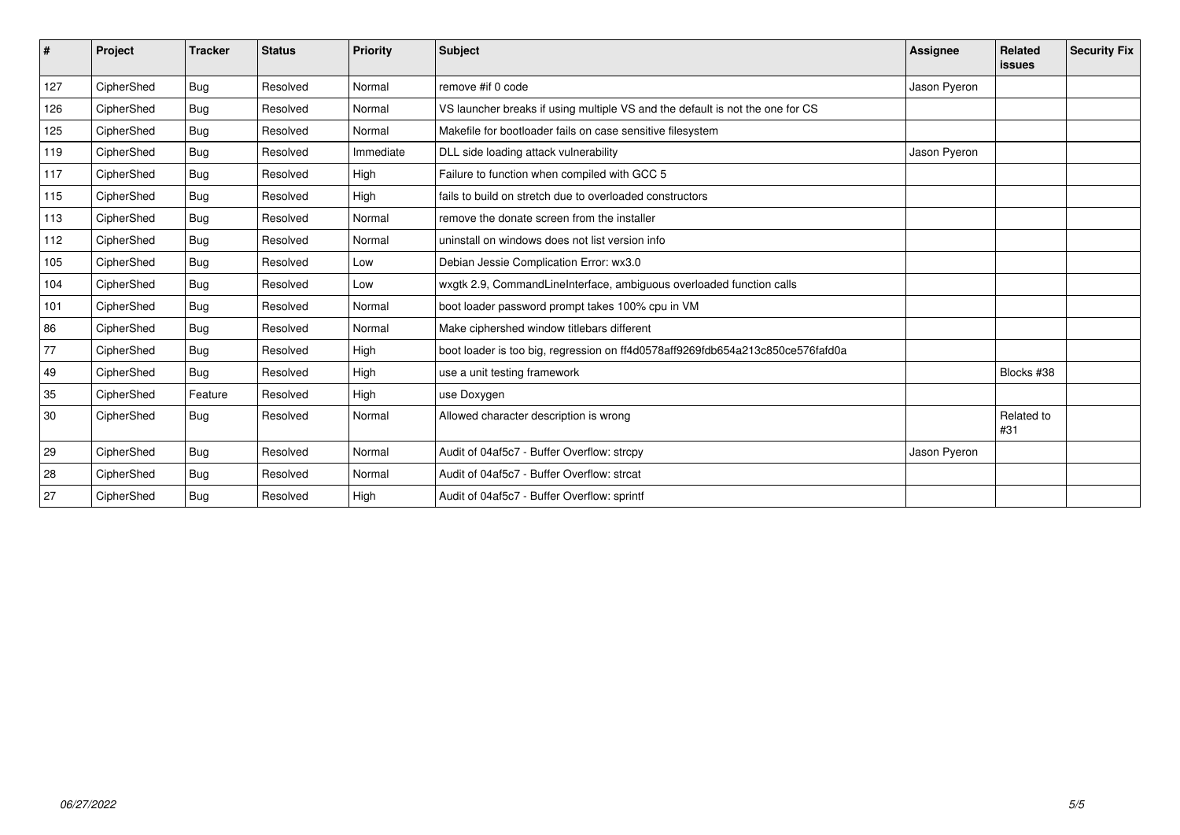| # | Project | Tracker | Status | Priority | Subject | Assignee | Related issues | Security Fix |
|---|---|---|---|---|---|---|---|---|
| 127 | CipherShed | Bug | Resolved | Normal | remove #if 0 code | Jason Pyeron | | |
| 126 | CipherShed | Bug | Resolved | Normal | VS launcher breaks if using multiple VS and the default is not the one for CS | | | |
| 125 | CipherShed | Bug | Resolved | Normal | Makefile for bootloader fails on case sensitive filesystem | | | |
| 119 | CipherShed | Bug | Resolved | Immediate | DLL side loading attack vulnerability | Jason Pyeron | | |
| 117 | CipherShed | Bug | Resolved | High | Failure to function when compiled with GCC 5 | | | |
| 115 | CipherShed | Bug | Resolved | High | fails to build on stretch due to overloaded constructors | | | |
| 113 | CipherShed | Bug | Resolved | Normal | remove the donate screen from the installer | | | |
| 112 | CipherShed | Bug | Resolved | Normal | uninstall on windows does not list version info | | | |
| 105 | CipherShed | Bug | Resolved | Low | Debian Jessie Complication Error: wx3.0 | | | |
| 104 | CipherShed | Bug | Resolved | Low | wxgtk 2.9, CommandLineInterface, ambiguous overloaded function calls | | | |
| 101 | CipherShed | Bug | Resolved | Normal | boot loader password prompt takes 100% cpu in VM | | | |
| 86 | CipherShed | Bug | Resolved | Normal | Make ciphershed window titlebars different | | | |
| 77 | CipherShed | Bug | Resolved | High | boot loader is too big, regression on ff4d0578aff9269fdb654a213c850ce576fafd0a | | | |
| 49 | CipherShed | Bug | Resolved | High | use a unit testing framework | | Blocks #38 | |
| 35 | CipherShed | Feature | Resolved | High | use Doxygen | | | |
| 30 | CipherShed | Bug | Resolved | Normal | Allowed character description is wrong | | Related to #31 | |
| 29 | CipherShed | Bug | Resolved | Normal | Audit of 04af5c7 - Buffer Overflow: strcpy | Jason Pyeron | | |
| 28 | CipherShed | Bug | Resolved | Normal | Audit of 04af5c7 - Buffer Overflow: strcat | | | |
| 27 | CipherShed | Bug | Resolved | High | Audit of 04af5c7 - Buffer Overflow: sprintf | | | |

*06/27/2022*